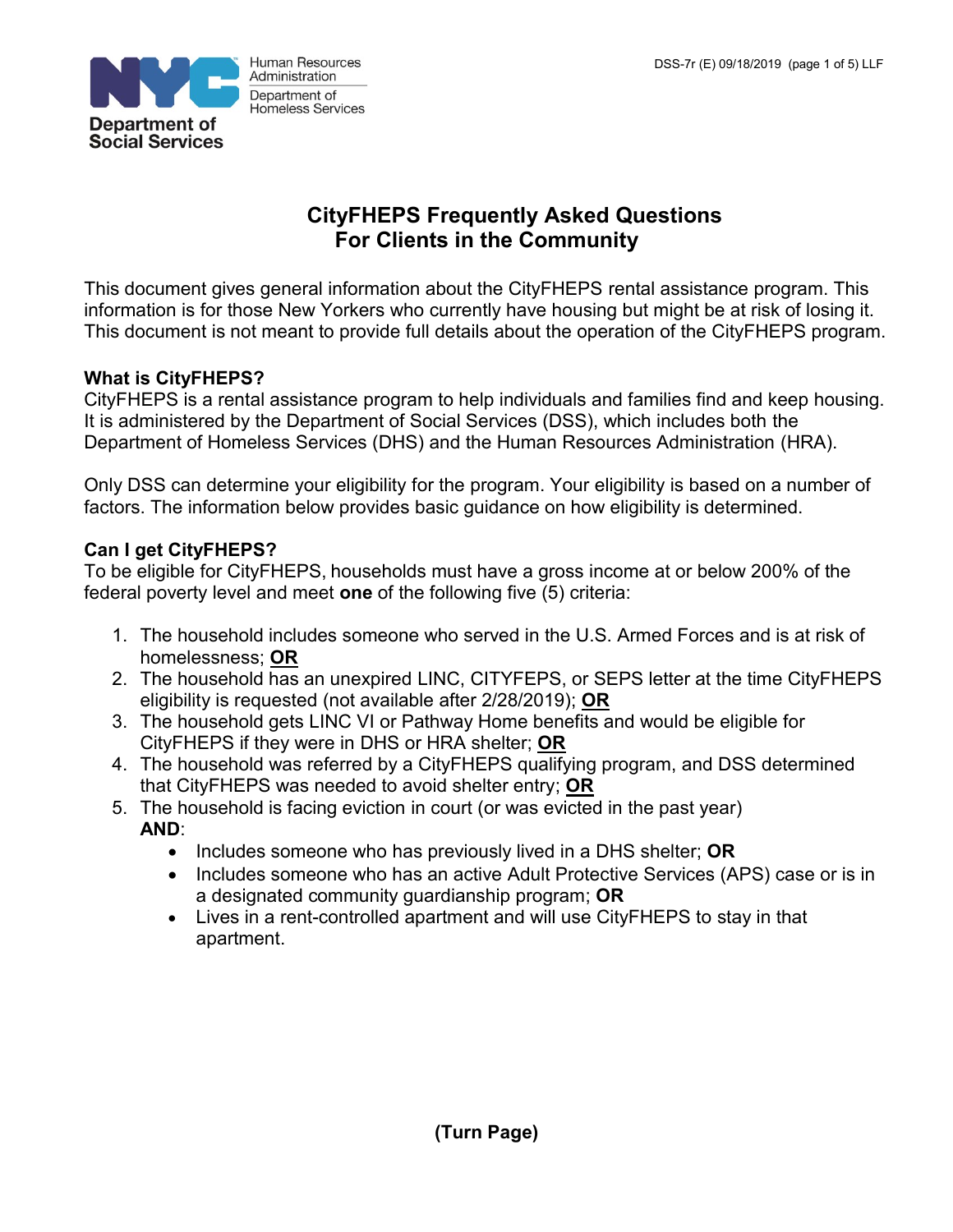# CityFHEPS Frequently Asked Questions For Clients in the Community

This document gives general information about the CityFHEPS rental assistance program. This information is for those New Yorkers who currently have housing but might be at risk of losing it. This document is not meant to provide full details about the operation of the CityFHEPS program.

### What is CityFHEPS?

CityFHEPS is a rental assistance program to help individuals and families find and keep housing. It is administered by the Department of Social Services (DSS), which includes both the Department of Homeless Services (DHS) and the Human Resources Administration (HRA).

Only DSS can determine your eligibility for the program. Your eligibility is based on a number of factors. The information below provides basic guidance on how eligibility is determined.

### Can I get CityFHEPS?

To be eligible for CityFHEPS, households must have a gross income at or below 200% of the federal poverty level and meet **one** of the following five (5) criteria:

1. The household includes someone who served in the U.S. Armed Forces and is at risk of homelessness; **OR**
2. The household has an unexpired LINC, CITYFEPS, or SEPS letter at the time CityFHEPS eligibility is requested (not available after 2/28/2019); **OR**
3. The household gets LINC VI or Pathway Home benefits and would be eligible for CityFHEPS if they were in DHS or HRA shelter; **OR**
4. The household was referred by a CityFHEPS qualifying program, and DSS determined that CityFHEPS was needed to avoid shelter entry; **OR**
5. The household is facing eviction in court (or was evicted in the past year) **AND**:
   - Includes someone who has previously lived in a DHS shelter; **OR**
   - Includes someone who has an active Adult Protective Services (APS) case or is in a designated community guardianship program; **OR**
   - Lives in a rent-controlled apartment and will use CityFHEPS to stay in that apartment.

**(Turn Page)**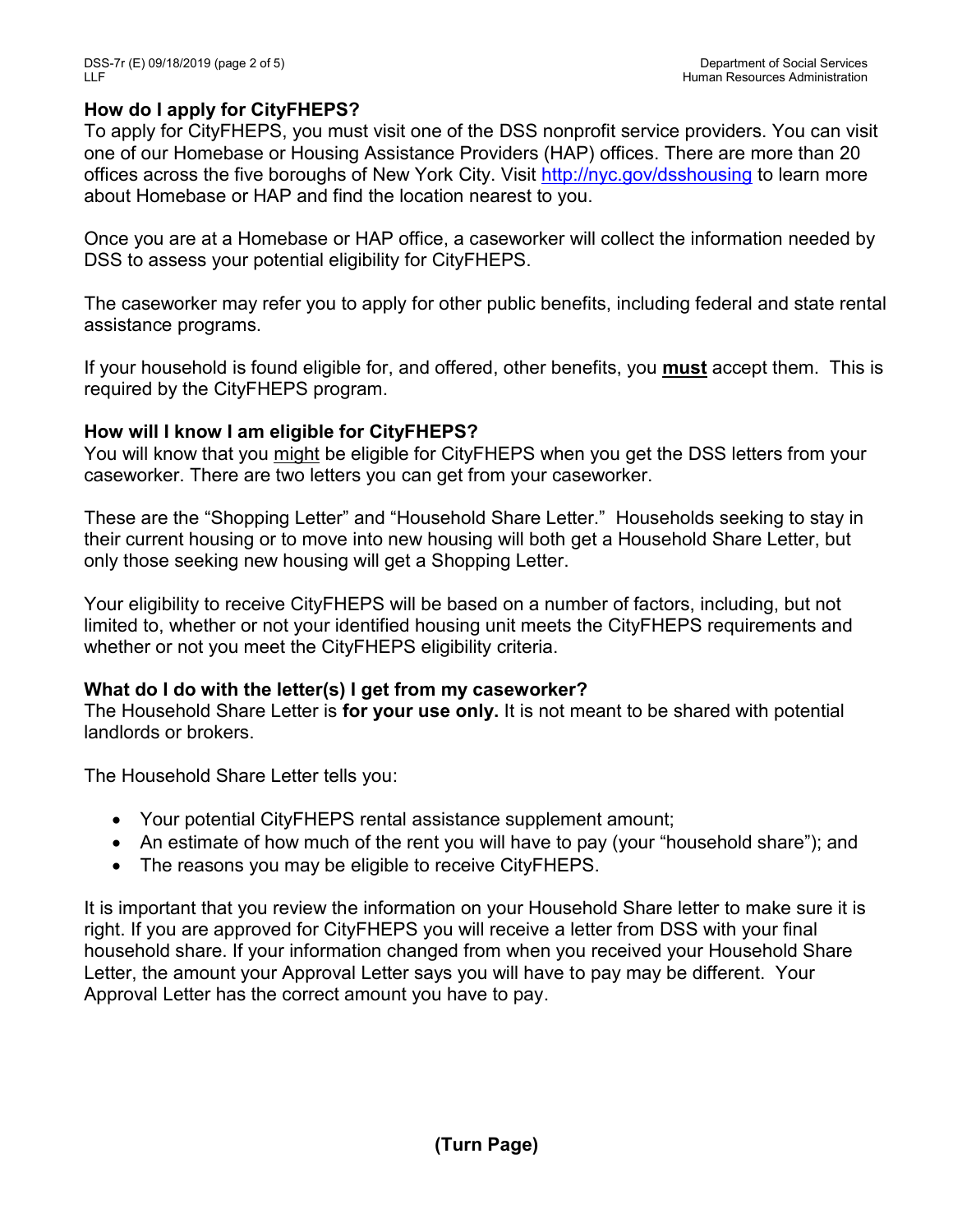## How do I apply for CityFHEPS?

To apply for CityFHEPS, you must visit one of the DSS nonprofit service providers. You can visit one of our Homebase or Housing Assistance Providers (HAP) offices. There are more than 20 offices across the five boroughs of New York City. Visit [http://nyc.gov/dsshousing](http://nyc.gov/dsshousing) to learn more about Homebase or HAP and find the location nearest to you.

Once you are at a Homebase or HAP office, a caseworker will collect the information needed by DSS to assess your potential eligibility for CityFHEPS.

The caseworker may refer you to apply for other public benefits, including federal and state rental assistance programs.

If your household is found eligible for, and offered, other benefits, you <u>**must**</u> accept them. This is required by the CityFHEPS program.

## How will I know I am eligible for CityFHEPS?

You will know that you <u>might</u> be eligible for CityFHEPS when you get the DSS letters from your caseworker. There are two letters you can get from your caseworker.

These are the "Shopping Letter" and "Household Share Letter." Households seeking to stay in their current housing or to move into new housing will both get a Household Share Letter, but only those seeking new housing will get a Shopping Letter.

Your eligibility to receive CityFHEPS will be based on a number of factors, including, but not limited to, whether or not your identified housing unit meets the CityFHEPS requirements and whether or not you meet the CityFHEPS eligibility criteria.

## What do I do with the letter(s) I get from my caseworker?

The Household Share Letter is **for your use only.** It is not meant to be shared with potential landlords or brokers.

The Household Share Letter tells you:

- Your potential CityFHEPS rental assistance supplement amount;
- An estimate of how much of the rent you will have to pay (your "household share"); and
- The reasons you may be eligible to receive CityFHEPS.

It is important that you review the information on your Household Share letter to make sure it is right. If you are approved for CityFHEPS you will receive a letter from DSS with your final household share. If your information changed from when you received your Household Share Letter, the amount your Approval Letter says you will have to pay may be different. Your Approval Letter has the correct amount you have to pay.

**(Turn Page)**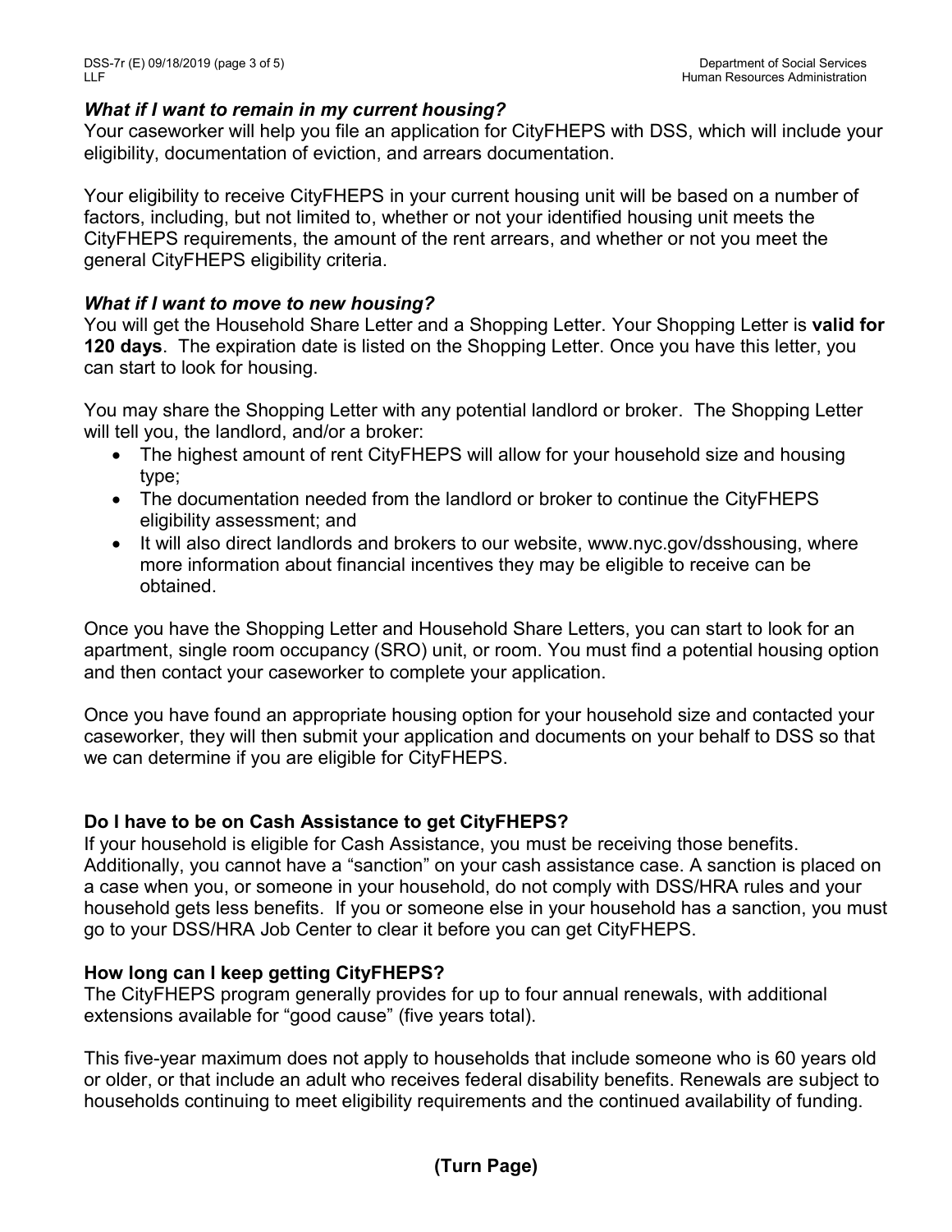### *What if I want to remain in my current housing?*

Your caseworker will help you file an application for CityFHEPS with DSS, which will include your eligibility, documentation of eviction, and arrears documentation.

Your eligibility to receive CityFHEPS in your current housing unit will be based on a number of factors, including, but not limited to, whether or not your identified housing unit meets the CityFHEPS requirements, the amount of the rent arrears, and whether or not you meet the general CityFHEPS eligibility criteria.

### *What if I want to move to new housing?*

You will get the Household Share Letter and a Shopping Letter. Your Shopping Letter is **valid for 120 days**. The expiration date is listed on the Shopping Letter. Once you have this letter, you can start to look for housing.

You may share the Shopping Letter with any potential landlord or broker. The Shopping Letter will tell you, the landlord, and/or a broker:

- The highest amount of rent CityFHEPS will allow for your household size and housing type;
- The documentation needed from the landlord or broker to continue the CityFHEPS eligibility assessment; and
- It will also direct landlords and brokers to our website, www.nyc.gov/dsshousing, where more information about financial incentives they may be eligible to receive can be obtained.

Once you have the Shopping Letter and Household Share Letters, you can start to look for an apartment, single room occupancy (SRO) unit, or room. You must find a potential housing option and then contact your caseworker to complete your application.

Once you have found an appropriate housing option for your household size and contacted your caseworker, they will then submit your application and documents on your behalf to DSS so that we can determine if you are eligible for CityFHEPS.

### Do I have to be on Cash Assistance to get CityFHEPS?

If your household is eligible for Cash Assistance, you must be receiving those benefits. Additionally, you cannot have a "sanction" on your cash assistance case. A sanction is placed on a case when you, or someone in your household, do not comply with DSS/HRA rules and your household gets less benefits. If you or someone else in your household has a sanction, you must go to your DSS/HRA Job Center to clear it before you can get CityFHEPS.

### How long can I keep getting CityFHEPS?

The CityFHEPS program generally provides for up to four annual renewals, with additional extensions available for "good cause" (five years total).

This five-year maximum does not apply to households that include someone who is 60 years old or older, or that include an adult who receives federal disability benefits. Renewals are subject to households continuing to meet eligibility requirements and the continued availability of funding.

**(Turn Page)**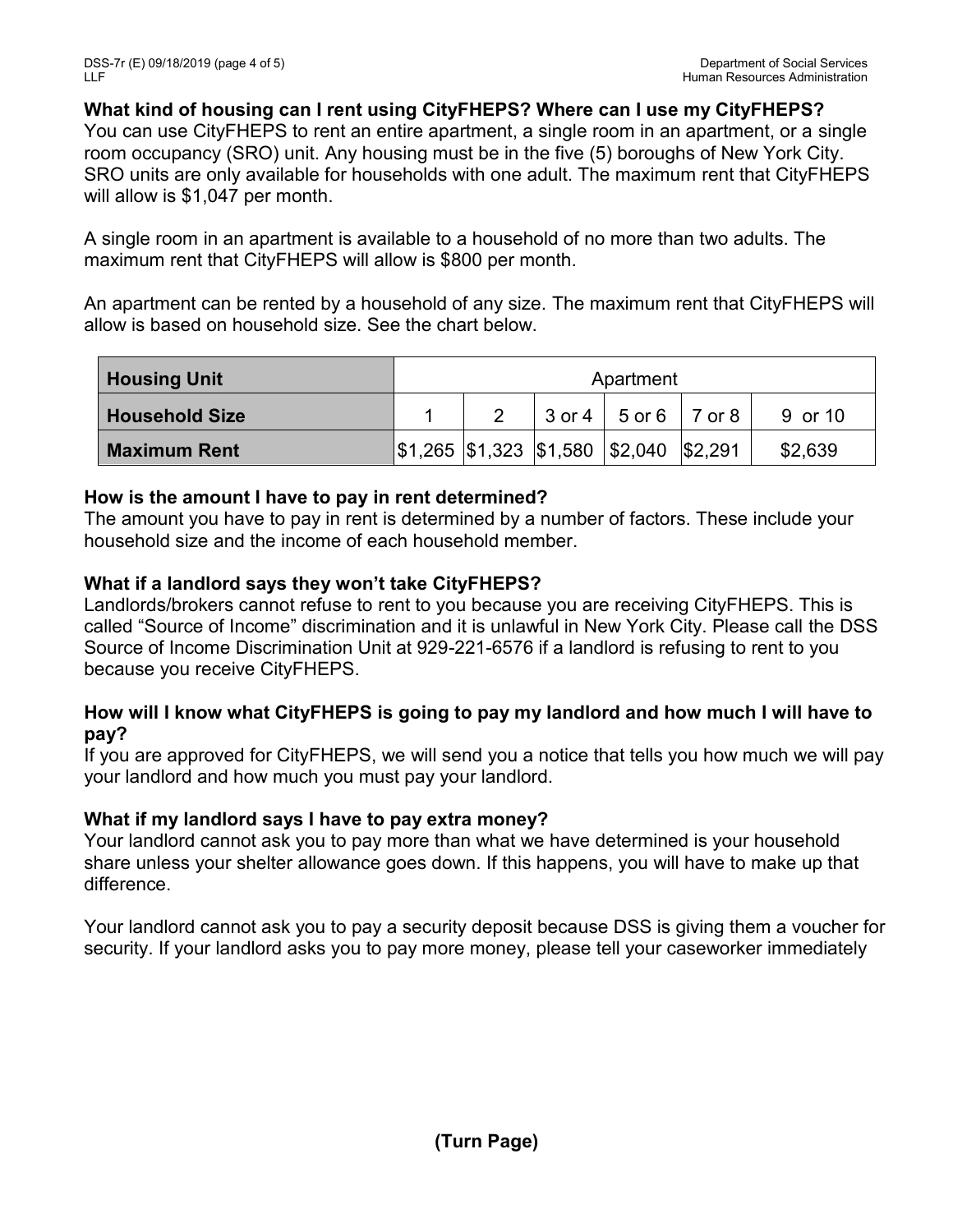**What kind of housing can I rent using CityFHEPS? Where can I use my CityFHEPS?**
You can use CityFHEPS to rent an entire apartment, a single room in an apartment, or a single room occupancy (SRO) unit. Any housing must be in the five (5) boroughs of New York City. SRO units are only available for households with one adult. The maximum rent that CityFHEPS will allow is $1,047 per month.

A single room in an apartment is available to a household of no more than two adults. The maximum rent that CityFHEPS will allow is $800 per month.

An apartment can be rented by a household of any size. The maximum rent that CityFHEPS will allow is based on household size. See the chart below.

| **Housing Unit** | Apartment | | | | | |
|---|---|---|---|---|---|---|
| **Household Size** | 1 | 2 | 3 or 4 | 5 or 6 | 7 or 8 | 9 or 10 |
| **Maximum Rent** | $1,265 | $1,323 | $1,580 | $2,040 | $2,291 | $2,639 |

**How is the amount I have to pay in rent determined?**
The amount you have to pay in rent is determined by a number of factors. These include your household size and the income of each household member.

**What if a landlord says they won't take CityFHEPS?**
Landlords/brokers cannot refuse to rent to you because you are receiving CityFHEPS. This is called "Source of Income" discrimination and it is unlawful in New York City. Please call the DSS Source of Income Discrimination Unit at 929-221-6576 if a landlord is refusing to rent to you because you receive CityFHEPS.

**How will I know what CityFHEPS is going to pay my landlord and how much I will have to pay?**
If you are approved for CityFHEPS, we will send you a notice that tells you how much we will pay your landlord and how much you must pay your landlord.

**What if my landlord says I have to pay extra money?**
Your landlord cannot ask you to pay more than what we have determined is your household share unless your shelter allowance goes down. If this happens, you will have to make up that difference.

Your landlord cannot ask you to pay a security deposit because DSS is giving them a voucher for security. If your landlord asks you to pay more money, please tell your caseworker immediately

**(Turn Page)**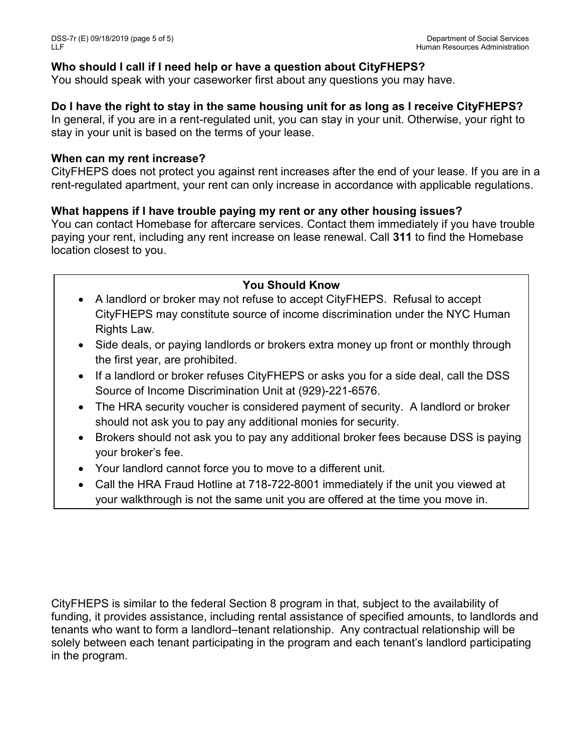**Who should I call if I need help or have a question about CityFHEPS?**
You should speak with your caseworker first about any questions you may have.

**Do I have the right to stay in the same housing unit for as long as I receive CityFHEPS?**
In general, if you are in a rent-regulated unit, you can stay in your unit. Otherwise, your right to stay in your unit is based on the terms of your lease.

**When can my rent increase?**
CityFHEPS does not protect you against rent increases after the end of your lease. If you are in a rent-regulated apartment, your rent can only increase in accordance with applicable regulations.

**What happens if I have trouble paying my rent or any other housing issues?**
You can contact Homebase for aftercare services. Contact them immediately if you have trouble paying your rent, including any rent increase on lease renewal. Call **311** to find the Homebase location closest to you.

**You Should Know**

- A landlord or broker may not refuse to accept CityFHEPS. Refusal to accept CityFHEPS may constitute source of income discrimination under the NYC Human Rights Law.
- Side deals, or paying landlords or brokers extra money up front or monthly through the first year, are prohibited.
- If a landlord or broker refuses CityFHEPS or asks you for a side deal, call the DSS Source of Income Discrimination Unit at (929)-221-6576.
- The HRA security voucher is considered payment of security. A landlord or broker should not ask you to pay any additional monies for security.
- Brokers should not ask you to pay any additional broker fees because DSS is paying your broker's fee.
- Your landlord cannot force you to move to a different unit.
- Call the HRA Fraud Hotline at 718-722-8001 immediately if the unit you viewed at your walkthrough is not the same unit you are offered at the time you move in.

CityFHEPS is similar to the federal Section 8 program in that, subject to the availability of funding, it provides assistance, including rental assistance of specified amounts, to landlords and tenants who want to form a landlord–tenant relationship. Any contractual relationship will be solely between each tenant participating in the program and each tenant's landlord participating in the program.